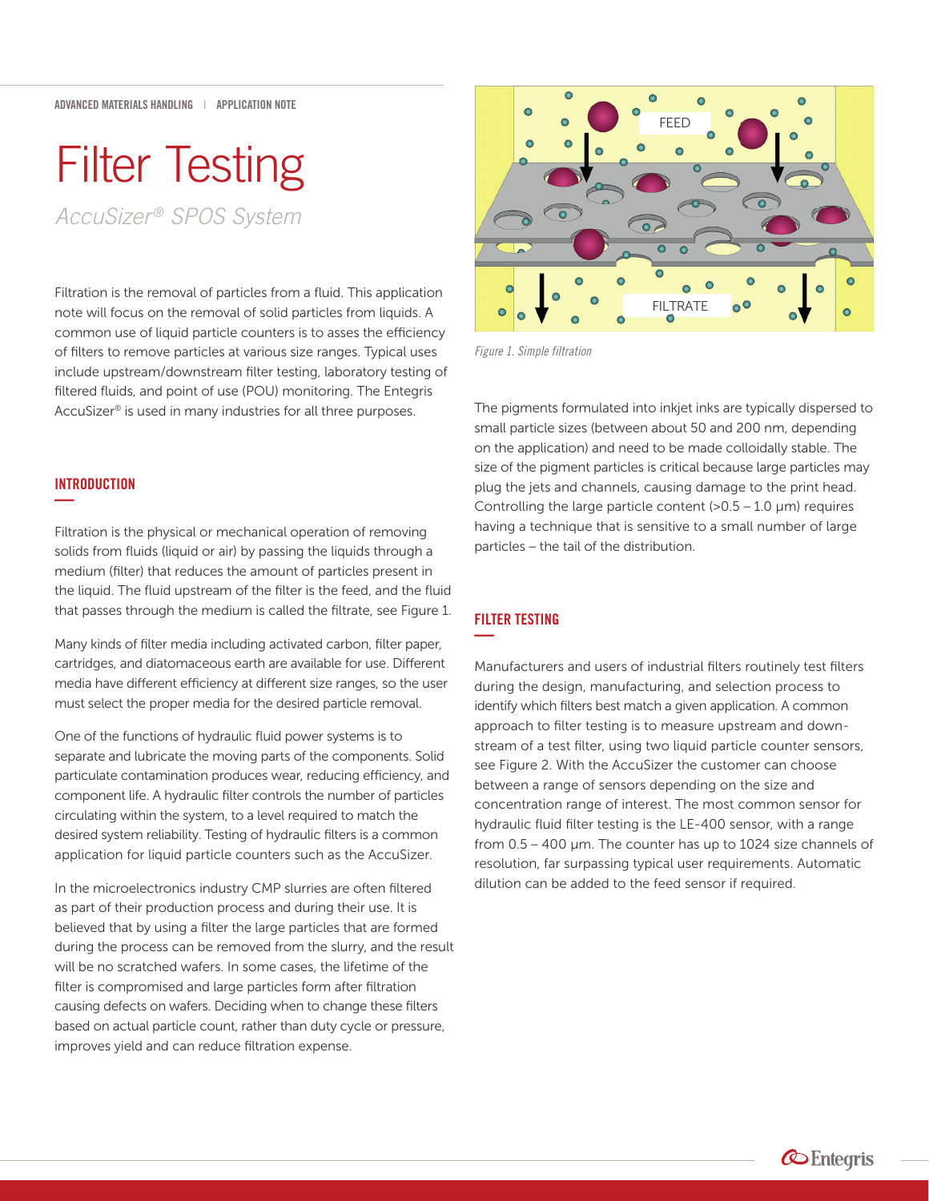ADVANCED MATERIALS HANDLING | APPLICATION NOTE

# Filter Testing

*AccuSizer® SPOS System*

Filtration is the removal of particles from a fluid. This application note will focus on the removal of solid particles from liquids. A common use of liquid particle counters is to asses the efficiency of filters to remove particles at various size ranges. Typical uses include upstream/downstream filter testing, laboratory testing of filtered fluids, and point of use (POU) monitoring. The Entegris AccuSizer® is used in many industries for all three purposes.

## INTRODUCTION

Filtration is the physical or mechanical operation of removing solids from fluids (liquid or air) by passing the liquids through a medium (filter) that reduces the amount of particles present in the liquid. The fluid upstream of the filter is the feed, and the fluid that passes through the medium is called the filtrate, see Figure 1.

Many kinds of filter media including activated carbon, filter paper, cartridges, and diatomaceous earth are available for use. Different media have different efficiency at different size ranges, so the user must select the proper media for the desired particle removal.

One of the functions of hydraulic fluid power systems is to separate and lubricate the moving parts of the components. Solid particulate contamination produces wear, reducing efficiency, and component life. A hydraulic filter controls the number of particles circulating within the system, to a level required to match the desired system reliability. Testing of hydraulic filters is a common application for liquid particle counters such as the AccuSizer.

In the microelectronics industry CMP slurries are often filtered as part of their production process and during their use. It is believed that by using a filter the large particles that are formed during the process can be removed from the slurry, and the result will be no scratched wafers. In some cases, the lifetime of the filter is compromised and large particles form after filtration causing defects on wafers. Deciding when to change these filters based on actual particle count, rather than duty cycle or pressure, improves yield and can reduce filtration expense.

FEED

FILTRATE

*Figure 1. Simple filtration*

The pigments formulated into inkjet inks are typically dispersed to small particle sizes (between about 50 and 200 nm, depending on the application) and need to be made colloidally stable. The size of the pigment particles is critical because large particles may plug the jets and channels, causing damage to the print head. Controlling the large particle content (>0.5 – 1.0 µm) requires having a technique that is sensitive to a small number of large particles – the tail of the distribution.

## FILTER TESTING

Manufacturers and users of industrial filters routinely test filters during the design, manufacturing, and selection process to identify which filters best match a given application. A common approach to filter testing is to measure upstream and downstream of a test filter, using two liquid particle counter sensors, see Figure 2. With the AccuSizer the customer can choose between a range of sensors depending on the size and concentration range of interest. The most common sensor for hydraulic fluid filter testing is the LE-400 sensor, with a range from 0.5 – 400 µm. The counter has up to 1024 size channels of resolution, far surpassing typical user requirements. Automatic dilution can be added to the feed sensor if required.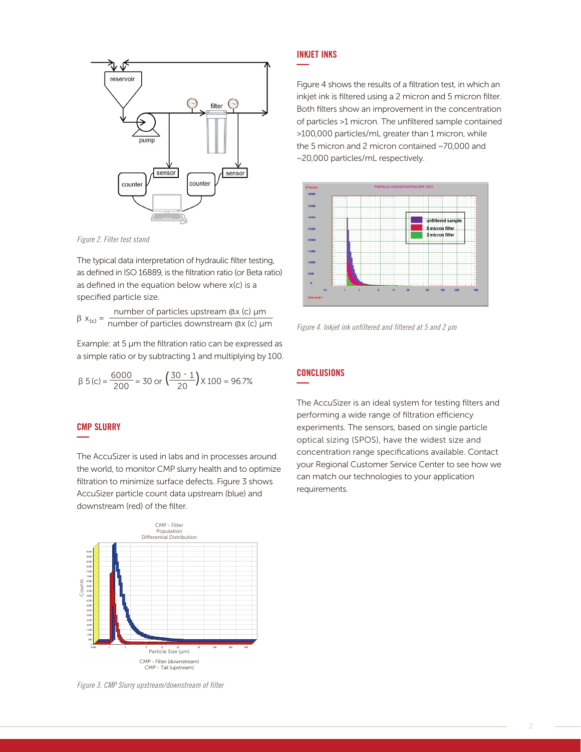*Figure 2. Filter test stand*

The typical data interpretation of hydraulic filter testing, as defined in ISO 16889, is the filtration ratio (or Beta ratio) as defined in the equation below where x(c) is a specified particle size.

$$\beta\ x_{(c)} = \frac{\text{number of particles upstream @x (c) µm}}{\text{number of particles downstream @x (c) µm}}$$

Example: at 5 µm the filtration ratio can be expressed as a simple ratio or by subtracting 1 and multiplying by 100.

$$\beta\ 5\ (c) = \frac{6000}{200} = 30 \text{ or } \left(\frac{30 - 1}{20}\right) \text{X } 100 = 96.7\%$$

## CMP SLURRY

The AccuSizer is used in labs and in processes around the world, to monitor CMP slurry health and to optimize filtration to minimize surface defects. Figure 3 shows AccuSizer particle count data upstream (blue) and downstream (red) of the filter.

*Figure 3. CMP Slurry upstream/downstream of filter*

## INKJET INKS

Figure 4 shows the results of a filtration test, in which an inkjet ink is filtered using a 2 micron and 5 micron filter. Both filters show an improvement in the concentration of particles >1 micron. The unfiltered sample contained >100,000 particles/mL greater than 1 micron, while the 5 micron and 2 micron contained ~70,000 and ~20,000 particles/mL respectively.

*Figure 4. Inkjet ink unfiltered and filtered at 5 and 2 µm*

## CONCLUSIONS

The AccuSizer is an ideal system for testing filters and performing a wide range of filtration efficiency experiments. The sensors, based on single particle optical sizing (SPOS), have the widest size and concentration range specifications available. Contact your Regional Customer Service Center to see how we can match our technologies to your application requirements.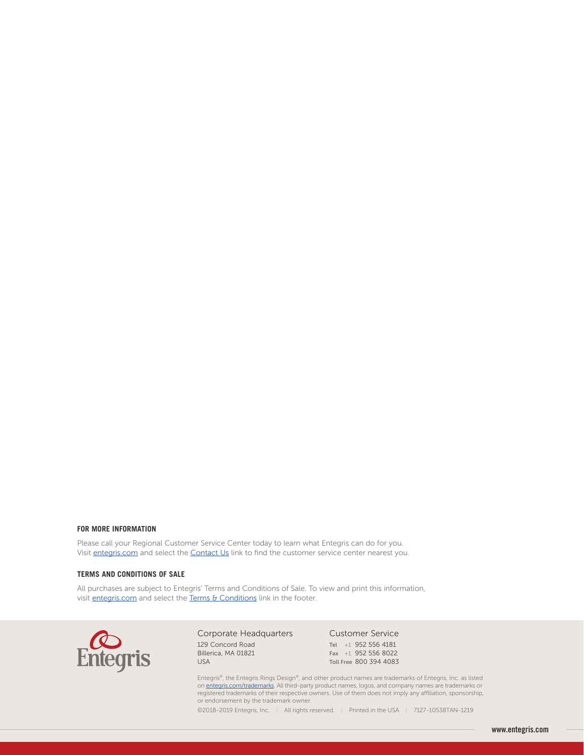## FOR MORE INFORMATION

Please call your Regional Customer Service Center today to learn what Entegris can do for you. Visit entegris.com and select the Contact Us link to find the customer service center nearest you.

## TERMS AND CONDITIONS OF SALE

All purchases are subject to Entegris' Terms and Conditions of Sale. To view and print this information, visit entegris.com and select the Terms & Conditions link in the footer.

Entegris

**Corporate Headquarters**
129 Concord Road
Billerica, MA 01821
USA

**Customer Service**
Tel +1 952 556 4181
Fax +1 952 556 8022
Toll Free 800 394 4083

Entegris®, the Entegris Rings Design®, and other product names are trademarks of Entegris, Inc. as listed on entegris.com/trademarks. All third-party product names, logos, and company names are trademarks or registered trademarks of their respective owners. Use of them does not imply any affiliation, sponsorship, or endorsement by the trademark owner.

©2018-2019 Entegris, Inc. | All rights reserved. | Printed in the USA | 7127-10538TAN-1219

www.entegris.com